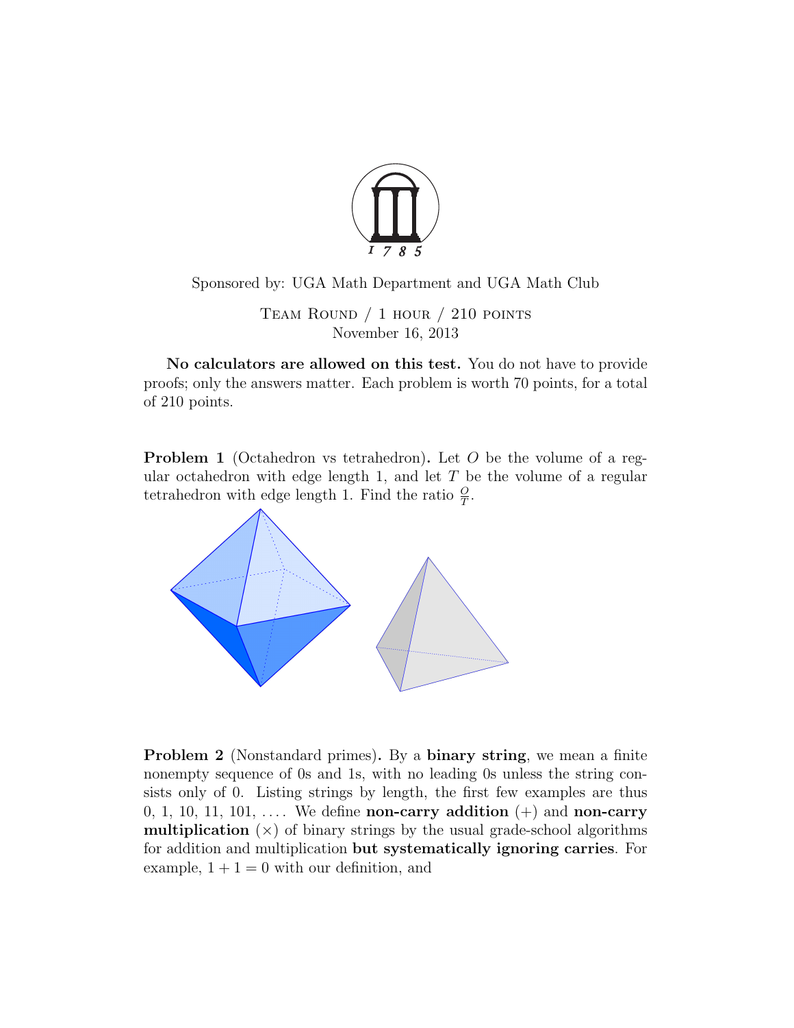Sponsored by: UGA Math Department and UGA Math Club

Team Round / 1 hour / 210 points
November 16, 2013

**No calculators are allowed on this test.** You do not have to provide proofs; only the answers matter. Each problem is worth 70 points, for a total of 210 points.

**Problem 1** (Octahedron vs tetrahedron)**.** Let $O$ be the volume of a regular octahedron with edge length 1, and let $T$ be the volume of a regular tetrahedron with edge length 1. Find the ratio $\frac{O}{T}$.

**Problem 2** (Nonstandard primes)**.** By a **binary string**, we mean a finite nonempty sequence of 0s and 1s, with no leading 0s unless the string consists only of 0. Listing strings by length, the first few examples are thus 0, 1, 10, 11, 101, .... We define **non-carry addition** (+) and **non-carry multiplication** ($\times$) of binary strings by the usual grade-school algorithms for addition and multiplication **but systematically ignoring carries**. For example, $1 + 1 = 0$ with our definition, and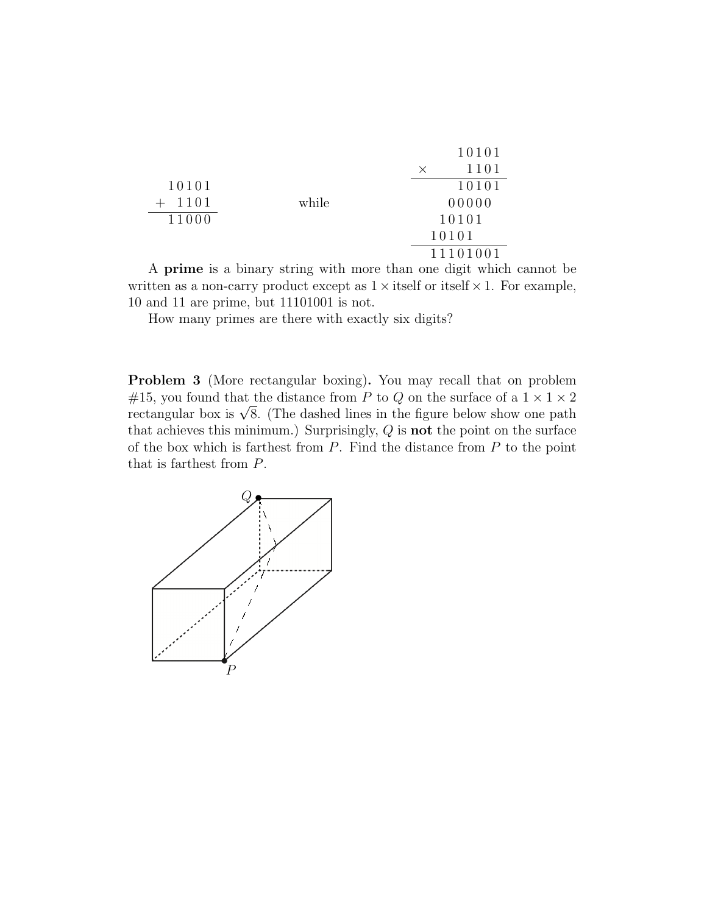```
  10101                        10101
+  1101         while      ×    1101
 ------                    ---------
  11000                        10101
                              00000
                             10101
                            10101
                           ---------
                           11101001
```

A **prime** is a binary string with more than one digit which cannot be written as a non-carry product except as $1 \times$ itself or itself $\times 1$. For example, 10 and 11 are prime, but 11101001 is not.

How many primes are there with exactly six digits?

**Problem 3** (More rectangular boxing)**.** You may recall that on problem #15, you found that the distance from $P$ to $Q$ on the surface of a $1 \times 1 \times 2$ rectangular box is $\sqrt{8}$. (The dashed lines in the figure below show one path that achieves this minimum.) Surprisingly, $Q$ is **not** the point on the surface of the box which is farthest from $P$. Find the distance from $P$ to the point that is farthest from $P$.

Q

P